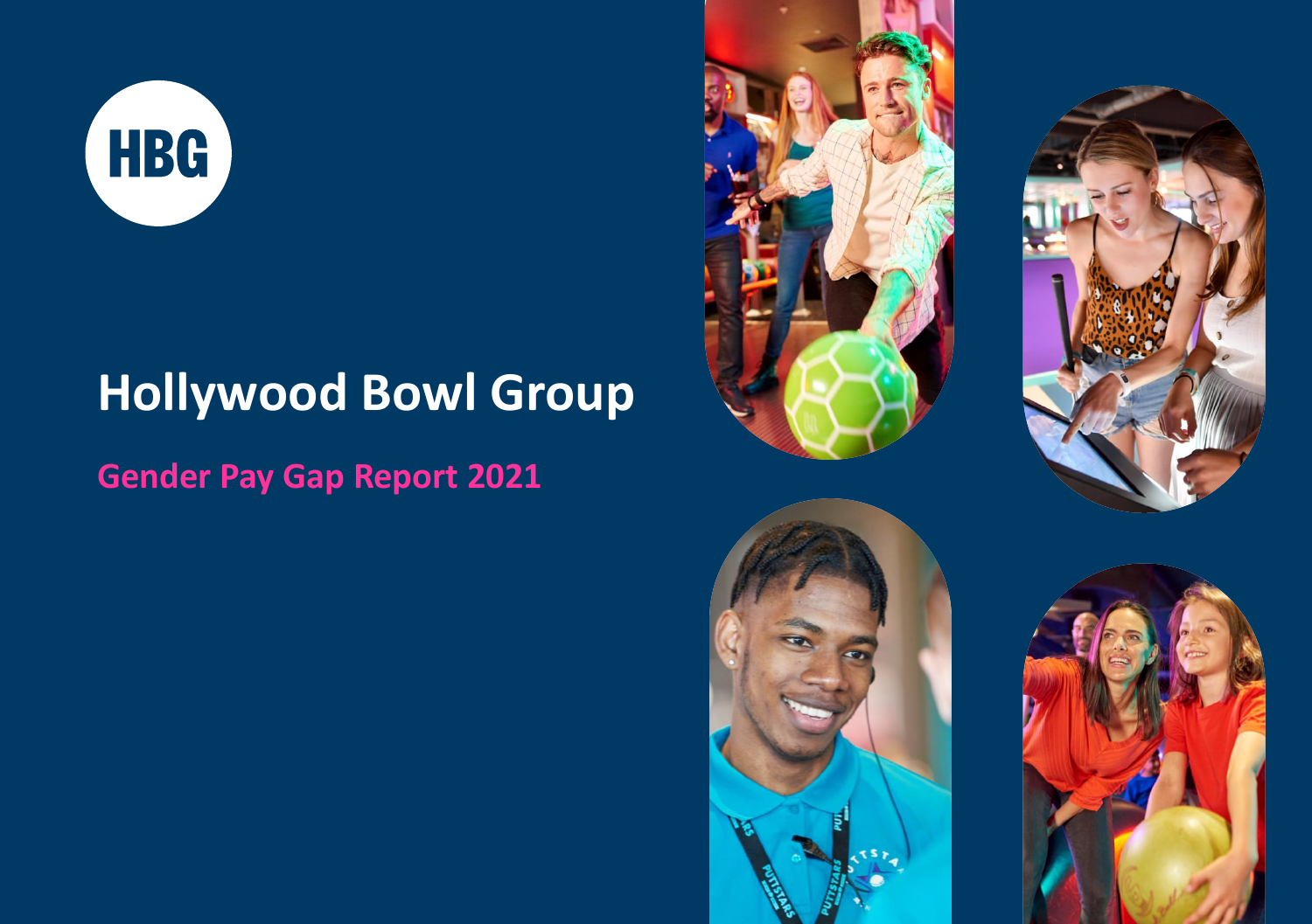HBG

# Hollywood Bowl Group

## Gender Pay Gap Report 2021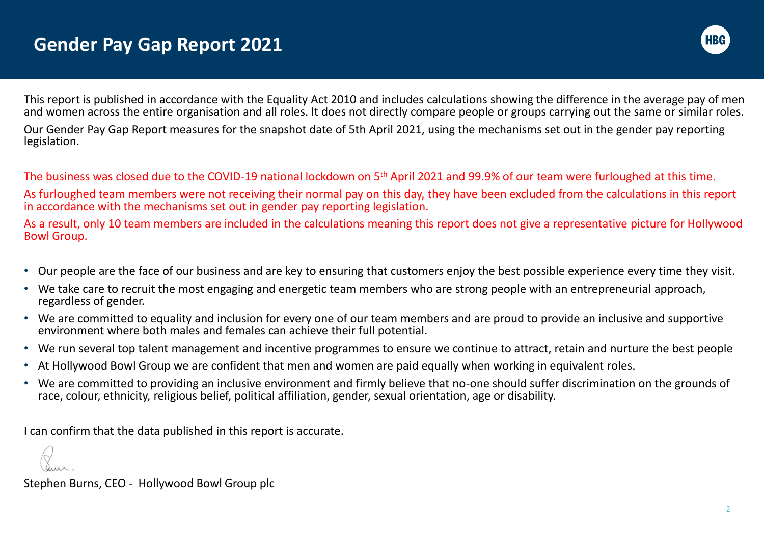# Gender Pay Gap Report 2021

This report is published in accordance with the Equality Act 2010 and includes calculations showing the difference in the average pay of men and women across the entire organisation and all roles. It does not directly compare people or groups carrying out the same or similar roles.

Our Gender Pay Gap Report measures for the snapshot date of 5th April 2021, using the mechanisms set out in the gender pay reporting legislation.

The business was closed due to the COVID-19 national lockdown on 5th April 2021 and 99.9% of our team were furloughed at this time.

As furloughed team members were not receiving their normal pay on this day, they have been excluded from the calculations in this report in accordance with the mechanisms set out in gender pay reporting legislation.

As a result, only 10 team members are included in the calculations meaning this report does not give a representative picture for Hollywood Bowl Group.

- Our people are the face of our business and are key to ensuring that customers enjoy the best possible experience every time they visit.
- We take care to recruit the most engaging and energetic team members who are strong people with an entrepreneurial approach, regardless of gender.
- We are committed to equality and inclusion for every one of our team members and are proud to provide an inclusive and supportive environment where both males and females can achieve their full potential.
- We run several top talent management and incentive programmes to ensure we continue to attract, retain and nurture the best people
- At Hollywood Bowl Group we are confident that men and women are paid equally when working in equivalent roles.
- We are committed to providing an inclusive environment and firmly believe that no-one should suffer discrimination on the grounds of race, colour, ethnicity, religious belief, political affiliation, gender, sexual orientation, age or disability.

I can confirm that the data published in this report is accurate.

Stephen Burns, CEO - Hollywood Bowl Group plc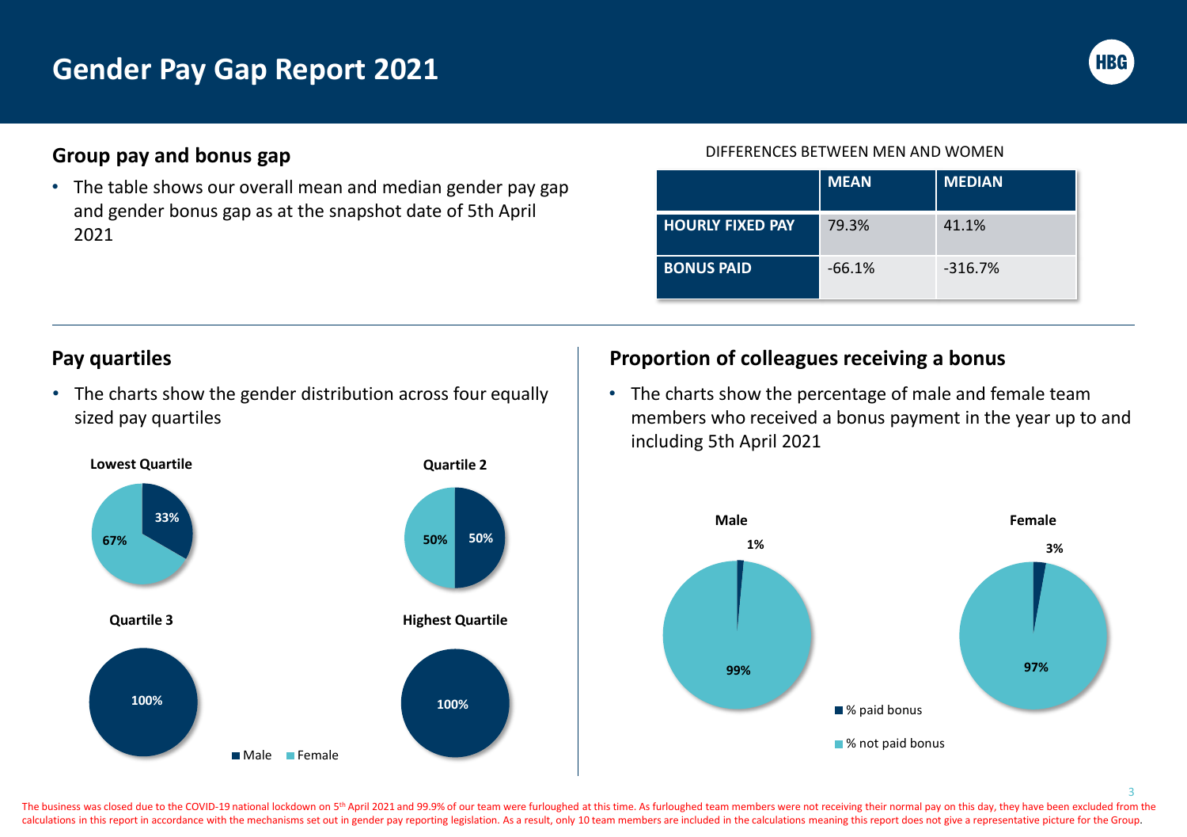# Gender Pay Gap Report 2021

HBG

## Group pay and bonus gap

- The table shows our overall mean and median gender pay gap and gender bonus gap as at the snapshot date of 5th April 2021

DIFFERENCES BETWEEN MEN AND WOMEN

| | MEAN | MEDIAN |
|---|---|---|
| HOURLY FIXED PAY | 79.3% | 41.1% |
| BONUS PAID | -66.1% | -316.7% |

## Pay quartiles

- The charts show the gender distribution across four equally sized pay quartiles

Lowest Quartile

33%

67%

Quartile 2

50%

50%

Quartile 3

100%

Highest Quartile

100%

Male
Female

## Proportion of colleagues receiving a bonus

- The charts show the percentage of male and female team members who received a bonus payment in the year up to and including 5th April 2021

Male

1%

99%

Female

3%

97%

% paid bonus
% not paid bonus

The business was closed due to the COVID-19 national lockdown on 5th April 2021 and 99.9% of our team were furloughed at this time. As furloughed team members were not receiving their normal pay on this day, they have been excluded from the calculations in this report in accordance with the mechanisms set out in gender pay reporting legislation. As a result, only 10 team members are included in the calculations meaning this report does not give a representative picture for the Group.